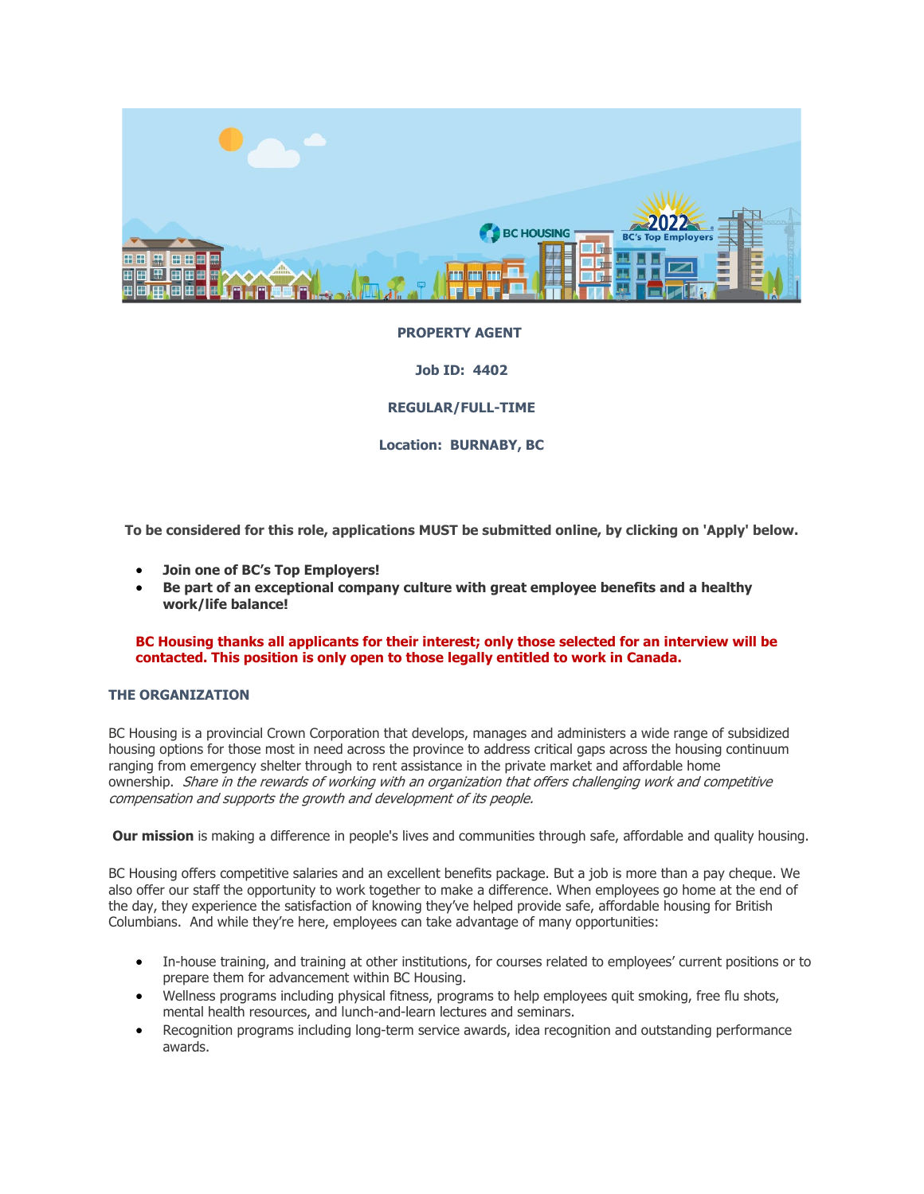**PROPERTY AGENT**

**Job ID: 4402**

**REGULAR/FULL-TIME**

**Location: BURNABY, BC**

**To be considered for this role, applications MUST be submitted online, by clicking on 'Apply' below.**

- **Join one of BC's Top Employers!**
- **Be part of an exceptional company culture with great employee benefits and a healthy work/life balance!**

**BC Housing thanks all applicants for their interest; only those selected for an interview will be contacted. This position is only open to those legally entitled to work in Canada.**

## THE ORGANIZATION

BC Housing is a provincial Crown Corporation that develops, manages and administers a wide range of subsidized housing options for those most in need across the province to address critical gaps across the housing continuum ranging from emergency shelter through to rent assistance in the private market and affordable home ownership. *Share in the rewards of working with an organization that offers challenging work and competitive compensation and supports the growth and development of its people.*

**Our mission** is making a difference in people's lives and communities through safe, affordable and quality housing.

BC Housing offers competitive salaries and an excellent benefits package. But a job is more than a pay cheque. We also offer our staff the opportunity to work together to make a difference. When employees go home at the end of the day, they experience the satisfaction of knowing they've helped provide safe, affordable housing for British Columbians. And while they're here, employees can take advantage of many opportunities:

- In-house training, and training at other institutions, for courses related to employees' current positions or to prepare them for advancement within BC Housing.
- Wellness programs including physical fitness, programs to help employees quit smoking, free flu shots, mental health resources, and lunch-and-learn lectures and seminars.
- Recognition programs including long-term service awards, idea recognition and outstanding performance awards.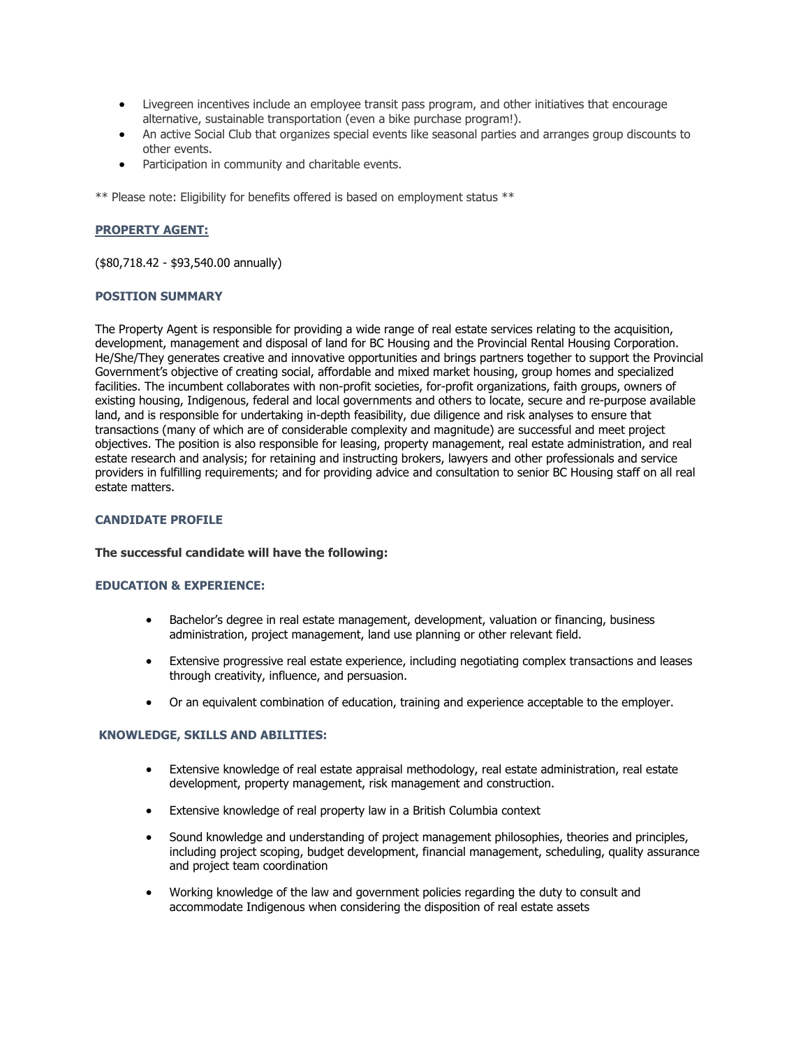- Livegreen incentives include an employee transit pass program, and other initiatives that encourage alternative, sustainable transportation (even a bike purchase program!).
- An active Social Club that organizes special events like seasonal parties and arranges group discounts to other events.
- Participation in community and charitable events.

** Please note: Eligibility for benefits offered is based on employment status **

## PROPERTY AGENT:

($80,718.42 - $93,540.00 annually)

### POSITION SUMMARY

The Property Agent is responsible for providing a wide range of real estate services relating to the acquisition, development, management and disposal of land for BC Housing and the Provincial Rental Housing Corporation. He/She/They generates creative and innovative opportunities and brings partners together to support the Provincial Government's objective of creating social, affordable and mixed market housing, group homes and specialized facilities. The incumbent collaborates with non-profit societies, for-profit organizations, faith groups, owners of existing housing, Indigenous, federal and local governments and others to locate, secure and re-purpose available land, and is responsible for undertaking in-depth feasibility, due diligence and risk analyses to ensure that transactions (many of which are of considerable complexity and magnitude) are successful and meet project objectives. The position is also responsible for leasing, property management, real estate administration, and real estate research and analysis; for retaining and instructing brokers, lawyers and other professionals and service providers in fulfilling requirements; and for providing advice and consultation to senior BC Housing staff on all real estate matters.

### CANDIDATE PROFILE

**The successful candidate will have the following:**

### EDUCATION & EXPERIENCE:

- Bachelor's degree in real estate management, development, valuation or financing, business administration, project management, land use planning or other relevant field.
- Extensive progressive real estate experience, including negotiating complex transactions and leases through creativity, influence, and persuasion.
- Or an equivalent combination of education, training and experience acceptable to the employer.

### KNOWLEDGE, SKILLS AND ABILITIES:

- Extensive knowledge of real estate appraisal methodology, real estate administration, real estate development, property management, risk management and construction.
- Extensive knowledge of real property law in a British Columbia context
- Sound knowledge and understanding of project management philosophies, theories and principles, including project scoping, budget development, financial management, scheduling, quality assurance and project team coordination
- Working knowledge of the law and government policies regarding the duty to consult and accommodate Indigenous when considering the disposition of real estate assets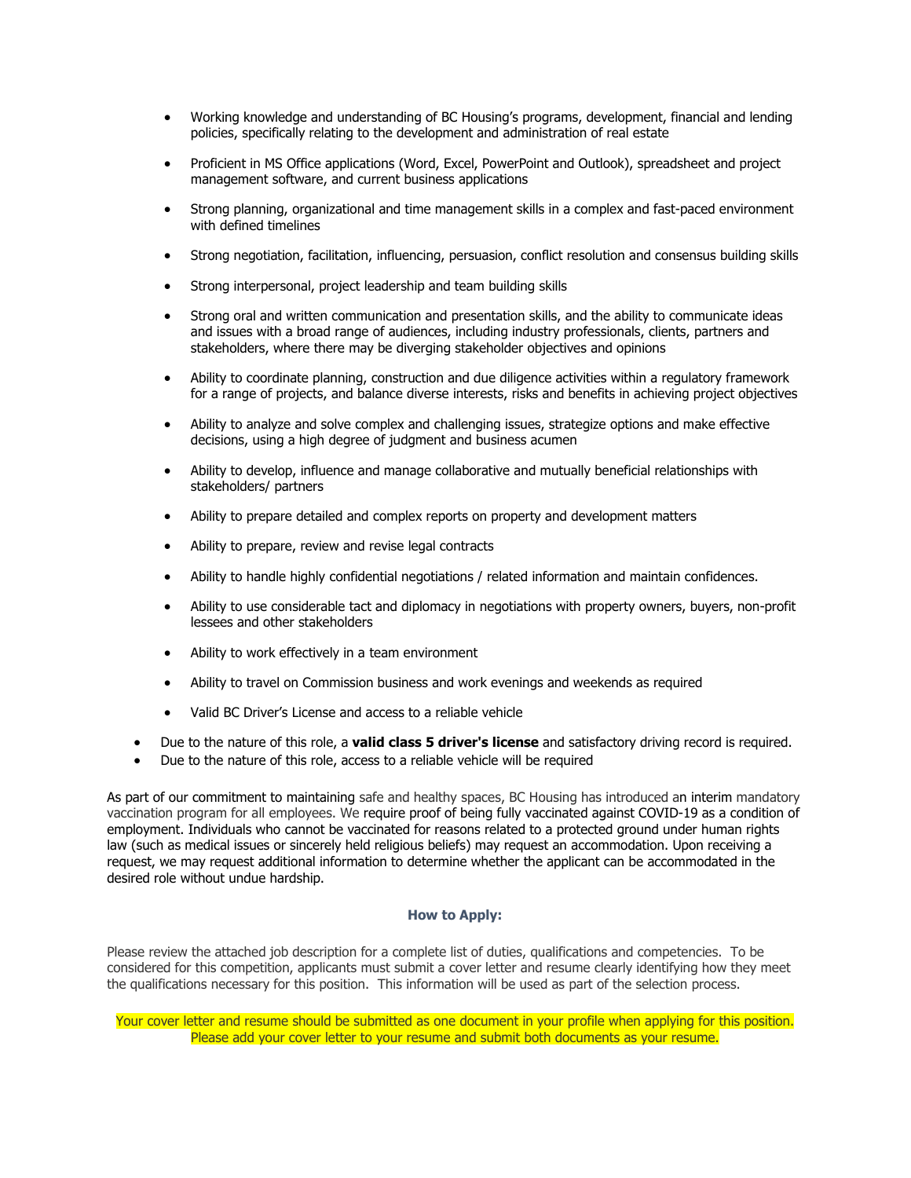- Working knowledge and understanding of BC Housing's programs, development, financial and lending policies, specifically relating to the development and administration of real estate
- Proficient in MS Office applications (Word, Excel, PowerPoint and Outlook), spreadsheet and project management software, and current business applications
- Strong planning, organizational and time management skills in a complex and fast-paced environment with defined timelines
- Strong negotiation, facilitation, influencing, persuasion, conflict resolution and consensus building skills
- Strong interpersonal, project leadership and team building skills
- Strong oral and written communication and presentation skills, and the ability to communicate ideas and issues with a broad range of audiences, including industry professionals, clients, partners and stakeholders, where there may be diverging stakeholder objectives and opinions
- Ability to coordinate planning, construction and due diligence activities within a regulatory framework for a range of projects, and balance diverse interests, risks and benefits in achieving project objectives
- Ability to analyze and solve complex and challenging issues, strategize options and make effective decisions, using a high degree of judgment and business acumen
- Ability to develop, influence and manage collaborative and mutually beneficial relationships with stakeholders/ partners
- Ability to prepare detailed and complex reports on property and development matters
- Ability to prepare, review and revise legal contracts
- Ability to handle highly confidential negotiations / related information and maintain confidences.
- Ability to use considerable tact and diplomacy in negotiations with property owners, buyers, non-profit lessees and other stakeholders
- Ability to work effectively in a team environment
- Ability to travel on Commission business and work evenings and weekends as required
- Valid BC Driver's License and access to a reliable vehicle

- Due to the nature of this role, a **valid class 5 driver's license** and satisfactory driving record is required.
- Due to the nature of this role, access to a reliable vehicle will be required

As part of our commitment to maintaining safe and healthy spaces, BC Housing has introduced an interim mandatory vaccination program for all employees. We require proof of being fully vaccinated against COVID-19 as a condition of employment. Individuals who cannot be vaccinated for reasons related to a protected ground under human rights law (such as medical issues or sincerely held religious beliefs) may request an accommodation. Upon receiving a request, we may request additional information to determine whether the applicant can be accommodated in the desired role without undue hardship.

**How to Apply:**

Please review the attached job description for a complete list of duties, qualifications and competencies. To be considered for this competition, applicants must submit a cover letter and resume clearly identifying how they meet the qualifications necessary for this position. This information will be used as part of the selection process.

Your cover letter and resume should be submitted as one document in your profile when applying for this position. Please add your cover letter to your resume and submit both documents as your resume.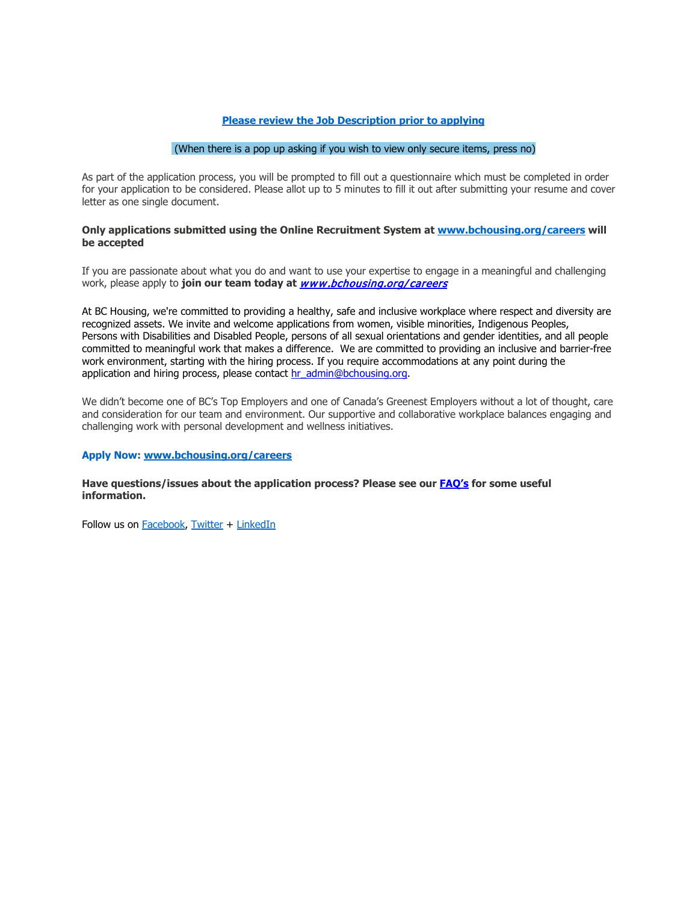**[Please review the Job Description prior to applying](Please review the Job Description prior to applying)**

(When there is a pop up asking if you wish to view only secure items, press no)

As part of the application process, you will be prompted to fill out a questionnaire which must be completed in order for your application to be considered. Please allot up to 5 minutes to fill it out after submitting your resume and cover letter as one single document.

**Only applications submitted using the Online Recruitment System at www.bchousing.org/careers will be accepted**

If you are passionate about what you do and want to use your expertise to engage in a meaningful and challenging work, please apply to **join our team today at *www.bchousing.org/careers***

At BC Housing, we're committed to providing a healthy, safe and inclusive workplace where respect and diversity are recognized assets. We invite and welcome applications from women, visible minorities, Indigenous Peoples, Persons with Disabilities and Disabled People, persons of all sexual orientations and gender identities, and all people committed to meaningful work that makes a difference. We are committed to providing an inclusive and barrier-free work environment, starting with the hiring process. If you require accommodations at any point during the application and hiring process, please contact hr_admin@bchousing.org.

We didn't become one of BC's Top Employers and one of Canada's Greenest Employers without a lot of thought, care and consideration for our team and environment. Our supportive and collaborative workplace balances engaging and challenging work with personal development and wellness initiatives.

**Apply Now: www.bchousing.org/careers**

**Have questions/issues about the application process? Please see our FAQ's for some useful information.**

Follow us on Facebook, Twitter + LinkedIn